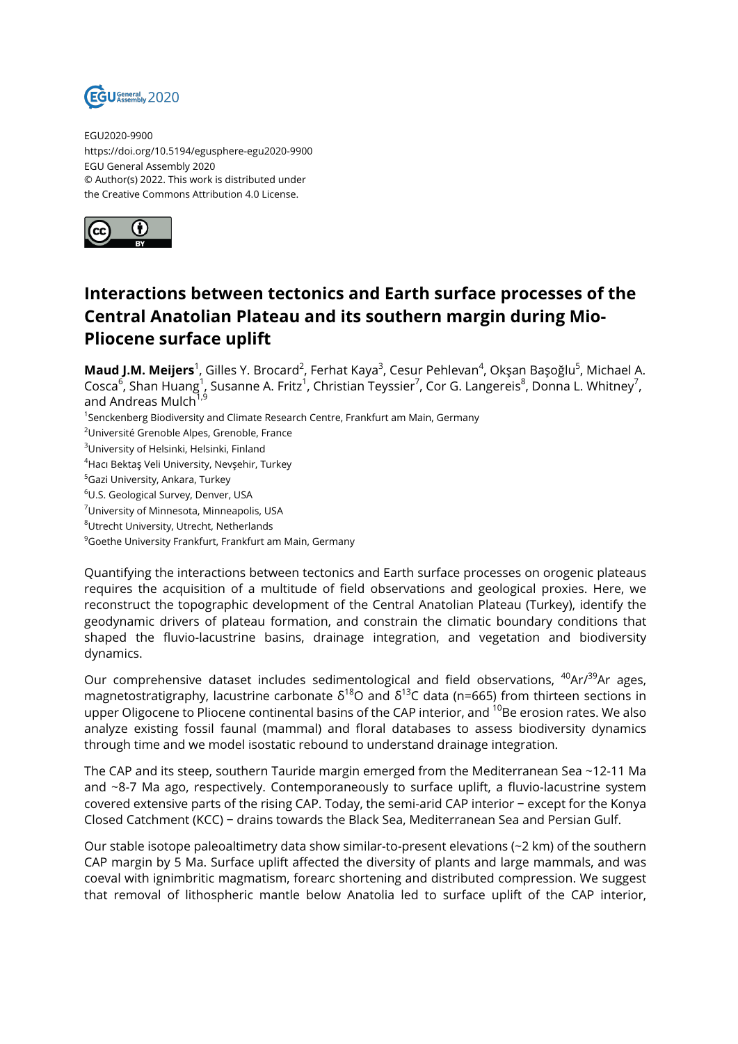EGU2020-9900
https://doi.org/10.5194/egusphere-egu2020-9900
EGU General Assembly 2020
© Author(s) 2022. This work is distributed under
the Creative Commons Attribution 4.0 License.

# Interactions between tectonics and Earth surface processes of the Central Anatolian Plateau and its southern margin during Mio-Pliocene surface uplift

**Maud J.M. Meijers**[1], Gilles Y. Brocard[2], Ferhat Kaya[3], Cesur Pehlevan[4], Okşan Başoğlu[5], Michael A. Cosca[6], Shan Huang[1], Susanne A. Fritz[1], Christian Teyssier[7], Cor G. Langereis[8], Donna L. Whitney[7], and Andreas Mulch[1,9]

[1]Senckenberg Biodiversity and Climate Research Centre, Frankfurt am Main, Germany
[2]Université Grenoble Alpes, Grenoble, France
[3]University of Helsinki, Helsinki, Finland
[4]Hacı Bektaş Veli University, Nevşehir, Turkey
[5]Gazi University, Ankara, Turkey
[6]U.S. Geological Survey, Denver, USA
[7]University of Minnesota, Minneapolis, USA
[8]Utrecht University, Utrecht, Netherlands
[9]Goethe University Frankfurt, Frankfurt am Main, Germany

Quantifying the interactions between tectonics and Earth surface processes on orogenic plateaus requires the acquisition of a multitude of field observations and geological proxies. Here, we reconstruct the topographic development of the Central Anatolian Plateau (Turkey), identify the geodynamic drivers of plateau formation, and constrain the climatic boundary conditions that shaped the fluvio-lacustrine basins, drainage integration, and vegetation and biodiversity dynamics.

Our comprehensive dataset includes sedimentological and field observations, $^{40}Ar/^{39}Ar$ ages, magnetostratigraphy, lacustrine carbonate $\delta^{18}O$ and $\delta^{13}C$ data (n=665) from thirteen sections in upper Oligocene to Pliocene continental basins of the CAP interior, and $^{10}Be$ erosion rates. We also analyze existing fossil faunal (mammal) and floral databases to assess biodiversity dynamics through time and we model isostatic rebound to understand drainage integration.

The CAP and its steep, southern Tauride margin emerged from the Mediterranean Sea ~12-11 Ma and ~8-7 Ma ago, respectively. Contemporaneously to surface uplift, a fluvio-lacustrine system covered extensive parts of the rising CAP. Today, the semi-arid CAP interior − except for the Konya Closed Catchment (KCC) − drains towards the Black Sea, Mediterranean Sea and Persian Gulf.

Our stable isotope paleoaltimetry data show similar-to-present elevations (~2 km) of the southern CAP margin by 5 Ma. Surface uplift affected the diversity of plants and large mammals, and was coeval with ignimbritic magmatism, forearc shortening and distributed compression. We suggest that removal of lithospheric mantle below Anatolia led to surface uplift of the CAP interior,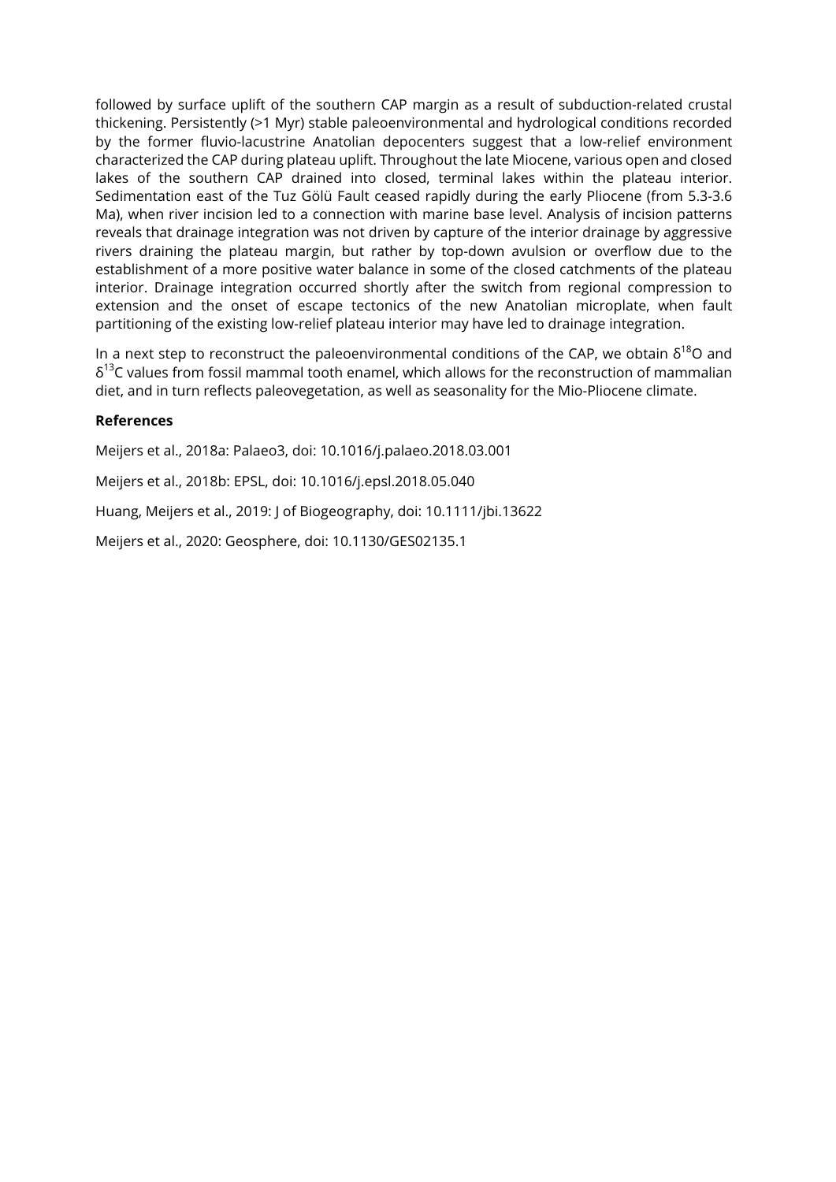followed by surface uplift of the southern CAP margin as a result of subduction-related crustal thickening. Persistently (>1 Myr) stable paleoenvironmental and hydrological conditions recorded by the former fluvio-lacustrine Anatolian depocenters suggest that a low-relief environment characterized the CAP during plateau uplift. Throughout the late Miocene, various open and closed lakes of the southern CAP drained into closed, terminal lakes within the plateau interior. Sedimentation east of the Tuz Gölü Fault ceased rapidly during the early Pliocene (from 5.3-3.6 Ma), when river incision led to a connection with marine base level. Analysis of incision patterns reveals that drainage integration was not driven by capture of the interior drainage by aggressive rivers draining the plateau margin, but rather by top-down avulsion or overflow due to the establishment of a more positive water balance in some of the closed catchments of the plateau interior. Drainage integration occurred shortly after the switch from regional compression to extension and the onset of escape tectonics of the new Anatolian microplate, when fault partitioning of the existing low-relief plateau interior may have led to drainage integration.

In a next step to reconstruct the paleoenvironmental conditions of the CAP, we obtain $\delta^{18}O$ and $\delta^{13}C$ values from fossil mammal tooth enamel, which allows for the reconstruction of mammalian diet, and in turn reflects paleovegetation, as well as seasonality for the Mio-Pliocene climate.

**References**

Meijers et al., 2018a: Palaeo3, doi: 10.1016/j.palaeo.2018.03.001

Meijers et al., 2018b: EPSL, doi: 10.1016/j.epsl.2018.05.040

Huang, Meijers et al., 2019: J of Biogeography, doi: 10.1111/jbi.13622

Meijers et al., 2020: Geosphere, doi: 10.1130/GES02135.1